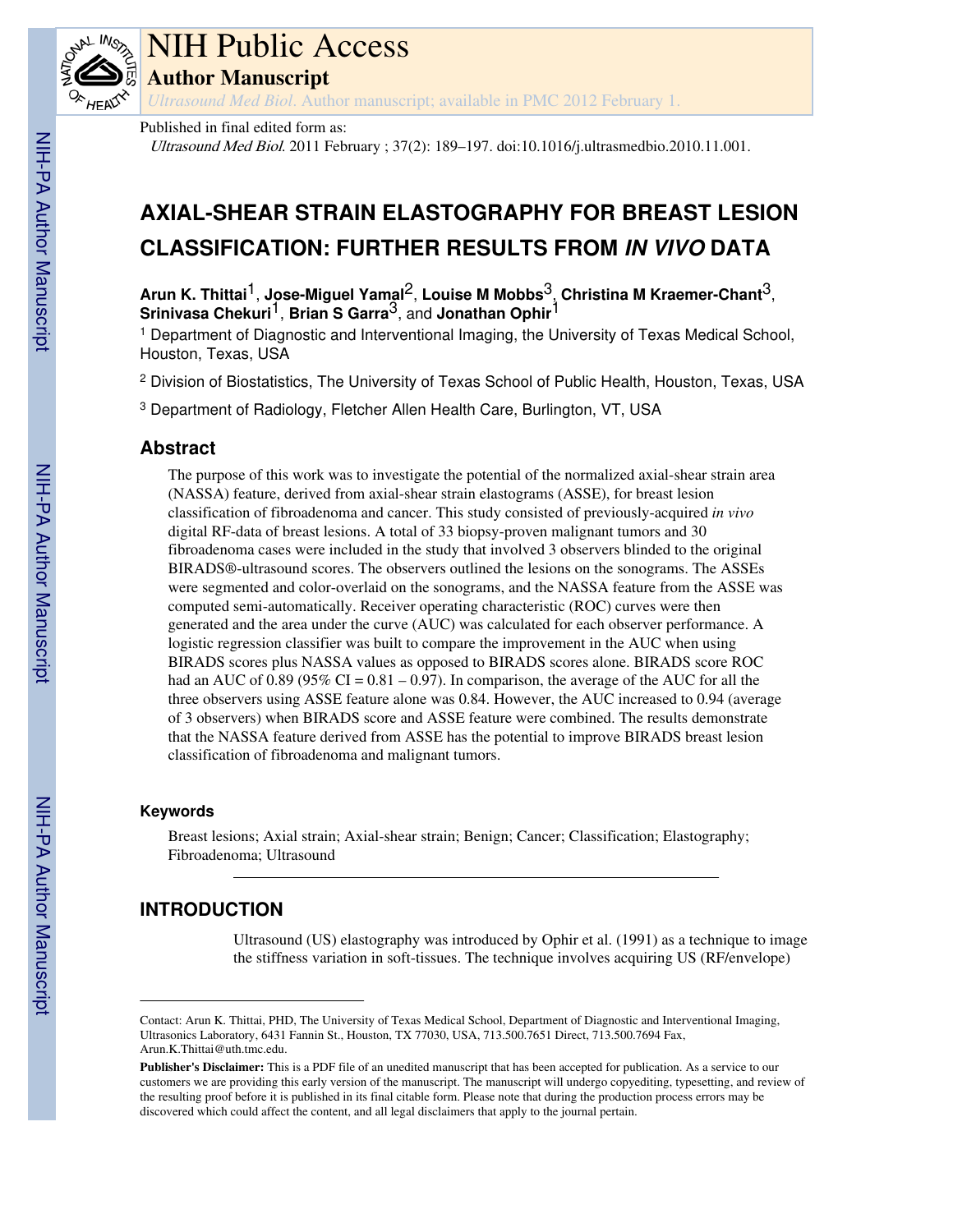# NIH Public Access

## Author Manuscript

*Ultrasound Med Biol*. Author manuscript; available in PMC 2012 February 1.

Published in final edited form as:

*Ultrasound Med Biol*. 2011 February ; 37(2): 189–197. doi:10.1016/j.ultrasmedbio.2010.11.001.

# AXIAL-SHEAR STRAIN ELASTOGRAPHY FOR BREAST LESION CLASSIFICATION: FURTHER RESULTS FROM *IN VIVO* DATA

**Arun K. Thittai**[1], **Jose-Miguel Yamal**[2], **Louise M Mobbs**[3], **Christina M Kraemer-Chant**[3], **Srinivasa Chekuri**[1], **Brian S Garra**[3], and **Jonathan Ophir**[1]

[1] Department of Diagnostic and Interventional Imaging, the University of Texas Medical School, Houston, Texas, USA

[2] Division of Biostatistics, The University of Texas School of Public Health, Houston, Texas, USA

[3] Department of Radiology, Fletcher Allen Health Care, Burlington, VT, USA

## Abstract

The purpose of this work was to investigate the potential of the normalized axial-shear strain area (NASSA) feature, derived from axial-shear strain elastograms (ASSE), for breast lesion classification of fibroadenoma and cancer. This study consisted of previously-acquired *in vivo* digital RF-data of breast lesions. A total of 33 biopsy-proven malignant tumors and 30 fibroadenoma cases were included in the study that involved 3 observers blinded to the original BIRADS®-ultrasound scores. The observers outlined the lesions on the sonograms. The ASSEs were segmented and color-overlaid on the sonograms, and the NASSA feature from the ASSE was computed semi-automatically. Receiver operating characteristic (ROC) curves were then generated and the area under the curve (AUC) was calculated for each observer performance. A logistic regression classifier was built to compare the improvement in the AUC when using BIRADS scores plus NASSA values as opposed to BIRADS scores alone. BIRADS score ROC had an AUC of 0.89 (95% CI = 0.81 – 0.97). In comparison, the average of the AUC for all the three observers using ASSE feature alone was 0.84. However, the AUC increased to 0.94 (average of 3 observers) when BIRADS score and ASSE feature were combined. The results demonstrate that the NASSA feature derived from ASSE has the potential to improve BIRADS breast lesion classification of fibroadenoma and malignant tumors.

### Keywords

Breast lesions; Axial strain; Axial-shear strain; Benign; Cancer; Classification; Elastography; Fibroadenoma; Ultrasound

## INTRODUCTION

Ultrasound (US) elastography was introduced by Ophir et al. (1991) as a technique to image the stiffness variation in soft-tissues. The technique involves acquiring US (RF/envelope)

---

Contact: Arun K. Thittai, PHD, The University of Texas Medical School, Department of Diagnostic and Interventional Imaging, Ultrasonics Laboratory, 6431 Fannin St., Houston, TX 77030, USA, 713.500.7651 Direct, 713.500.7694 Fax, Arun.K.Thittai@uth.tmc.edu.

**Publisher's Disclaimer:** This is a PDF file of an unedited manuscript that has been accepted for publication. As a service to our customers we are providing this early version of the manuscript. The manuscript will undergo copyediting, typesetting, and review of the resulting proof before it is published in its final citable form. Please note that during the production process errors may be discovered which could affect the content, and all legal disclaimers that apply to the journal pertain.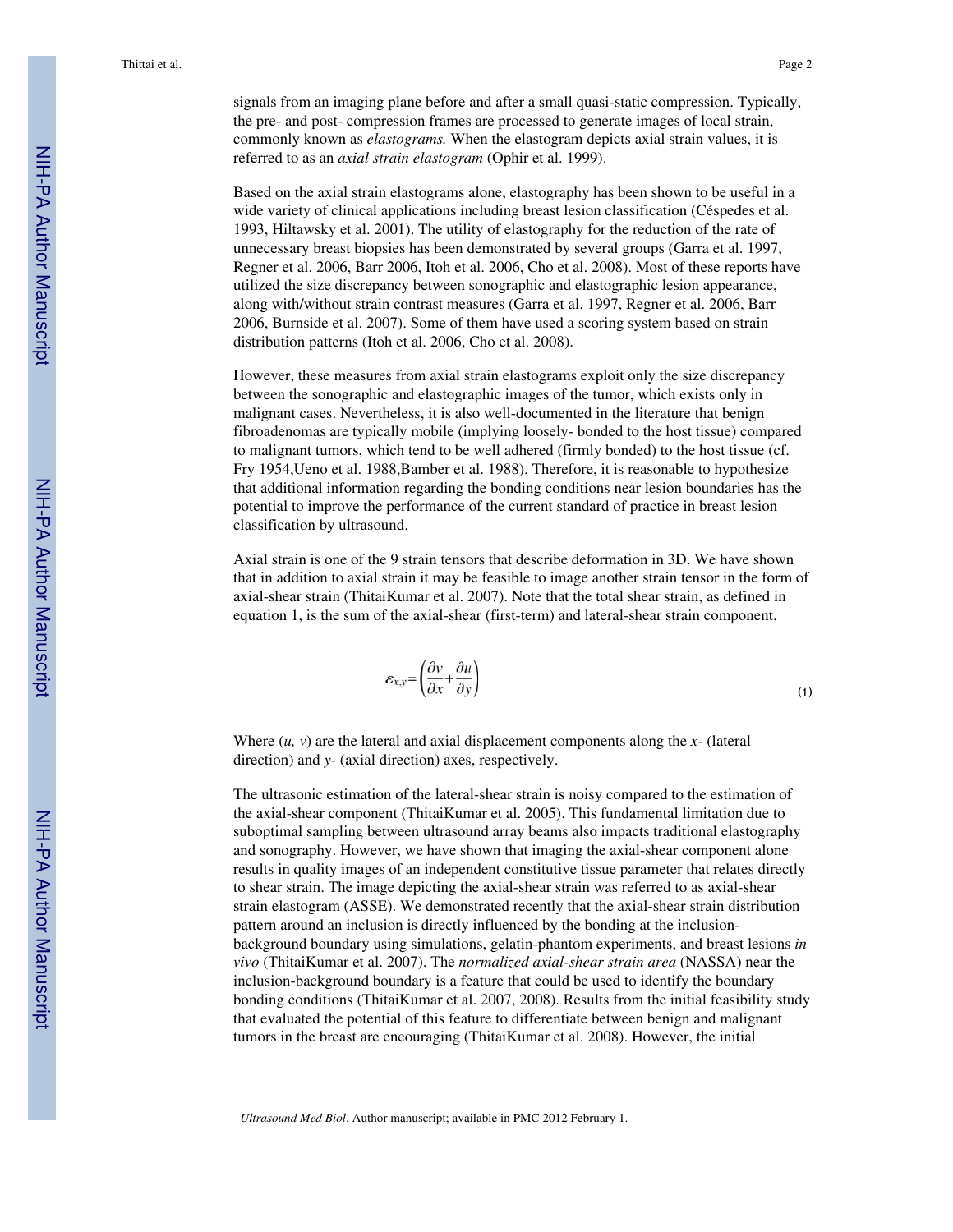signals from an imaging plane before and after a small quasi-static compression. Typically, the pre- and post- compression frames are processed to generate images of local strain, commonly known as *elastograms.* When the elastogram depicts axial strain values, it is referred to as an *axial strain elastogram* (Ophir et al. 1999).

Based on the axial strain elastograms alone, elastography has been shown to be useful in a wide variety of clinical applications including breast lesion classification (Céspedes et al. 1993, Hiltawsky et al. 2001). The utility of elastography for the reduction of the rate of unnecessary breast biopsies has been demonstrated by several groups (Garra et al. 1997, Regner et al. 2006, Barr 2006, Itoh et al. 2006, Cho et al. 2008). Most of these reports have utilized the size discrepancy between sonographic and elastographic lesion appearance, along with/without strain contrast measures (Garra et al. 1997, Regner et al. 2006, Barr 2006, Burnside et al. 2007). Some of them have used a scoring system based on strain distribution patterns (Itoh et al. 2006, Cho et al. 2008).

However, these measures from axial strain elastograms exploit only the size discrepancy between the sonographic and elastographic images of the tumor, which exists only in malignant cases. Nevertheless, it is also well-documented in the literature that benign fibroadenomas are typically mobile (implying loosely- bonded to the host tissue) compared to malignant tumors, which tend to be well adhered (firmly bonded) to the host tissue (cf. Fry 1954,Ueno et al. 1988,Bamber et al. 1988). Therefore, it is reasonable to hypothesize that additional information regarding the bonding conditions near lesion boundaries has the potential to improve the performance of the current standard of practice in breast lesion classification by ultrasound.

Axial strain is one of the 9 strain tensors that describe deformation in 3D. We have shown that in addition to axial strain it may be feasible to image another strain tensor in the form of axial-shear strain (ThitaiKumar et al. 2007). Note that the total shear strain, as defined in equation 1, is the sum of the axial-shear (first-term) and lateral-shear strain component.

$$\varepsilon_{x,y}=\left(\frac{\partial v}{\partial x}+\frac{\partial u}{\partial y}\right) \tag{1}$$

Where $(u, v)$ are the lateral and axial displacement components along the $x$- (lateral direction) and $y$- (axial direction) axes, respectively.

The ultrasonic estimation of the lateral-shear strain is noisy compared to the estimation of the axial-shear component (ThitaiKumar et al. 2005). This fundamental limitation due to suboptimal sampling between ultrasound array beams also impacts traditional elastography and sonography. However, we have shown that imaging the axial-shear component alone results in quality images of an independent constitutive tissue parameter that relates directly to shear strain. The image depicting the axial-shear strain was referred to as axial-shear strain elastogram (ASSE). We demonstrated recently that the axial-shear strain distribution pattern around an inclusion is directly influenced by the bonding at the inclusion-background boundary using simulations, gelatin-phantom experiments, and breast lesions *in vivo* (ThitaiKumar et al. 2007). The *normalized axial-shear strain area* (NASSA) near the inclusion-background boundary is a feature that could be used to identify the boundary bonding conditions (ThitaiKumar et al. 2007, 2008). Results from the initial feasibility study that evaluated the potential of this feature to differentiate between benign and malignant tumors in the breast are encouraging (ThitaiKumar et al. 2008). However, the initial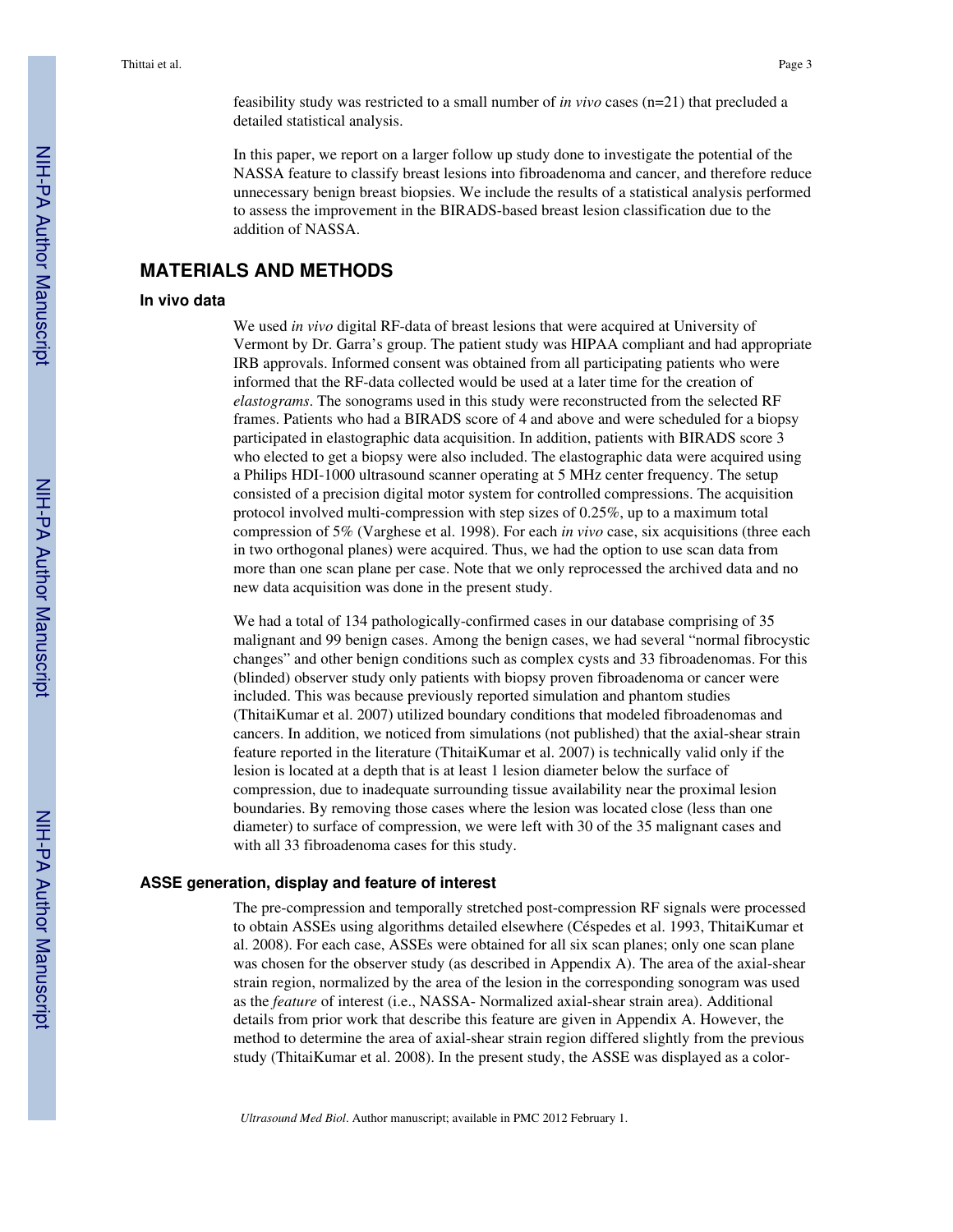feasibility study was restricted to a small number of *in vivo* cases (n=21) that precluded a detailed statistical analysis.

In this paper, we report on a larger follow up study done to investigate the potential of the NASSA feature to classify breast lesions into fibroadenoma and cancer, and therefore reduce unnecessary benign breast biopsies. We include the results of a statistical analysis performed to assess the improvement in the BIRADS-based breast lesion classification due to the addition of NASSA.

## MATERIALS AND METHODS

### In vivo data

We used *in vivo* digital RF-data of breast lesions that were acquired at University of Vermont by Dr. Garra's group. The patient study was HIPAA compliant and had appropriate IRB approvals. Informed consent was obtained from all participating patients who were informed that the RF-data collected would be used at a later time for the creation of *elastograms*. The sonograms used in this study were reconstructed from the selected RF frames. Patients who had a BIRADS score of 4 and above and were scheduled for a biopsy participated in elastographic data acquisition. In addition, patients with BIRADS score 3 who elected to get a biopsy were also included. The elastographic data were acquired using a Philips HDI-1000 ultrasound scanner operating at 5 MHz center frequency. The setup consisted of a precision digital motor system for controlled compressions. The acquisition protocol involved multi-compression with step sizes of 0.25%, up to a maximum total compression of 5% (Varghese et al. 1998). For each *in vivo* case, six acquisitions (three each in two orthogonal planes) were acquired. Thus, we had the option to use scan data from more than one scan plane per case. Note that we only reprocessed the archived data and no new data acquisition was done in the present study.

We had a total of 134 pathologically-confirmed cases in our database comprising of 35 malignant and 99 benign cases. Among the benign cases, we had several "normal fibrocystic changes" and other benign conditions such as complex cysts and 33 fibroadenomas. For this (blinded) observer study only patients with biopsy proven fibroadenoma or cancer were included. This was because previously reported simulation and phantom studies (ThitaiKumar et al. 2007) utilized boundary conditions that modeled fibroadenomas and cancers. In addition, we noticed from simulations (not published) that the axial-shear strain feature reported in the literature (ThitaiKumar et al. 2007) is technically valid only if the lesion is located at a depth that is at least 1 lesion diameter below the surface of compression, due to inadequate surrounding tissue availability near the proximal lesion boundaries. By removing those cases where the lesion was located close (less than one diameter) to surface of compression, we were left with 30 of the 35 malignant cases and with all 33 fibroadenoma cases for this study.

### ASSE generation, display and feature of interest

The pre-compression and temporally stretched post-compression RF signals were processed to obtain ASSEs using algorithms detailed elsewhere (Céspedes et al. 1993, ThitaiKumar et al. 2008). For each case, ASSEs were obtained for all six scan planes; only one scan plane was chosen for the observer study (as described in Appendix A). The area of the axial-shear strain region, normalized by the area of the lesion in the corresponding sonogram was used as the *feature* of interest (i.e., NASSA- Normalized axial-shear strain area). Additional details from prior work that describe this feature are given in Appendix A. However, the method to determine the area of axial-shear strain region differed slightly from the previous study (ThitaiKumar et al. 2008). In the present study, the ASSE was displayed as a color-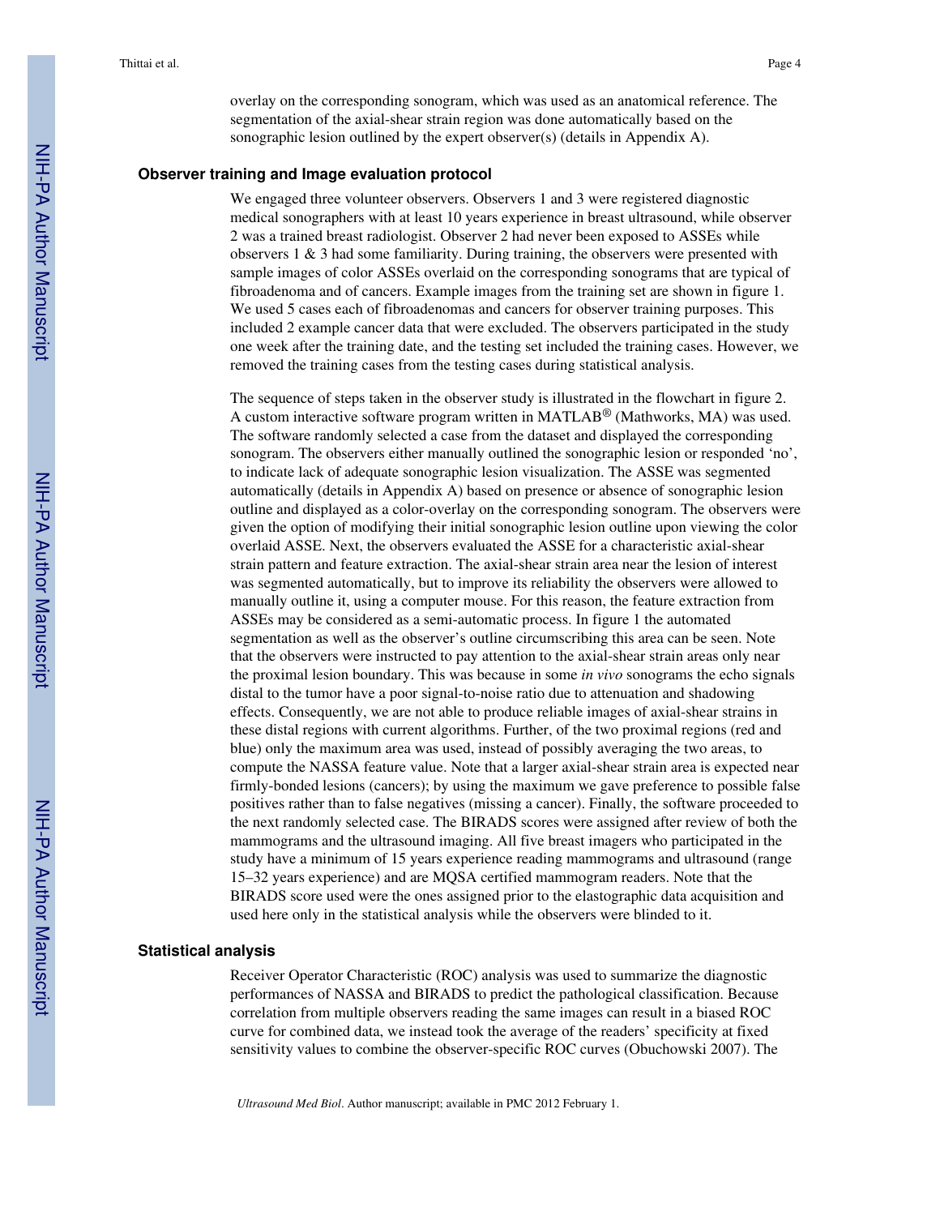overlay on the corresponding sonogram, which was used as an anatomical reference. The segmentation of the axial-shear strain region was done automatically based on the sonographic lesion outlined by the expert observer(s) (details in Appendix A).

### Observer training and Image evaluation protocol

We engaged three volunteer observers. Observers 1 and 3 were registered diagnostic medical sonographers with at least 10 years experience in breast ultrasound, while observer 2 was a trained breast radiologist. Observer 2 had never been exposed to ASSEs while observers 1 & 3 had some familiarity. During training, the observers were presented with sample images of color ASSEs overlaid on the corresponding sonograms that are typical of fibroadenoma and of cancers. Example images from the training set are shown in figure 1. We used 5 cases each of fibroadenomas and cancers for observer training purposes. This included 2 example cancer data that were excluded. The observers participated in the study one week after the training date, and the testing set included the training cases. However, we removed the training cases from the testing cases during statistical analysis.

The sequence of steps taken in the observer study is illustrated in the flowchart in figure 2. A custom interactive software program written in MATLAB® (Mathworks, MA) was used. The software randomly selected a case from the dataset and displayed the corresponding sonogram. The observers either manually outlined the sonographic lesion or responded 'no', to indicate lack of adequate sonographic lesion visualization. The ASSE was segmented automatically (details in Appendix A) based on presence or absence of sonographic lesion outline and displayed as a color-overlay on the corresponding sonogram. The observers were given the option of modifying their initial sonographic lesion outline upon viewing the color overlaid ASSE. Next, the observers evaluated the ASSE for a characteristic axial-shear strain pattern and feature extraction. The axial-shear strain area near the lesion of interest was segmented automatically, but to improve its reliability the observers were allowed to manually outline it, using a computer mouse. For this reason, the feature extraction from ASSEs may be considered as a semi-automatic process. In figure 1 the automated segmentation as well as the observer's outline circumscribing this area can be seen. Note that the observers were instructed to pay attention to the axial-shear strain areas only near the proximal lesion boundary. This was because in some *in vivo* sonograms the echo signals distal to the tumor have a poor signal-to-noise ratio due to attenuation and shadowing effects. Consequently, we are not able to produce reliable images of axial-shear strains in these distal regions with current algorithms. Further, of the two proximal regions (red and blue) only the maximum area was used, instead of possibly averaging the two areas, to compute the NASSA feature value. Note that a larger axial-shear strain area is expected near firmly-bonded lesions (cancers); by using the maximum we gave preference to possible false positives rather than to false negatives (missing a cancer). Finally, the software proceeded to the next randomly selected case. The BIRADS scores were assigned after review of both the mammograms and the ultrasound imaging. All five breast imagers who participated in the study have a minimum of 15 years experience reading mammograms and ultrasound (range 15–32 years experience) and are MQSA certified mammogram readers. Note that the BIRADS score used were the ones assigned prior to the elastographic data acquisition and used here only in the statistical analysis while the observers were blinded to it.

### Statistical analysis

Receiver Operator Characteristic (ROC) analysis was used to summarize the diagnostic performances of NASSA and BIRADS to predict the pathological classification. Because correlation from multiple observers reading the same images can result in a biased ROC curve for combined data, we instead took the average of the readers' specificity at fixed sensitivity values to combine the observer-specific ROC curves (Obuchowski 2007). The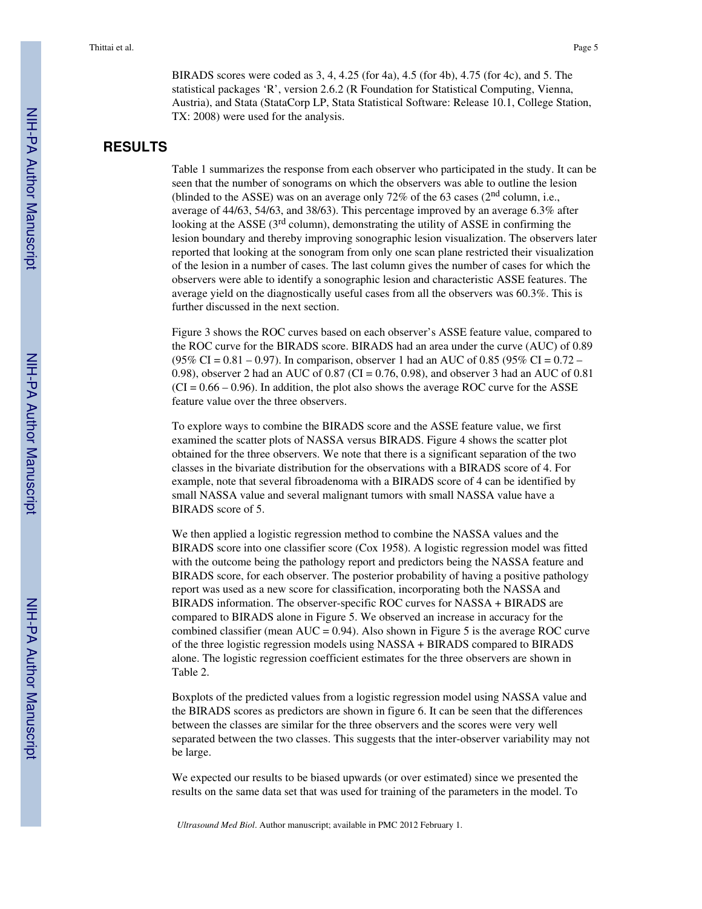BIRADS scores were coded as 3, 4, 4.25 (for 4a), 4.5 (for 4b), 4.75 (for 4c), and 5. The statistical packages 'R', version 2.6.2 (R Foundation for Statistical Computing, Vienna, Austria), and Stata (StataCorp LP, Stata Statistical Software: Release 10.1, College Station, TX: 2008) were used for the analysis.

# RESULTS

Table 1 summarizes the response from each observer who participated in the study. It can be seen that the number of sonograms on which the observers was able to outline the lesion (blinded to the ASSE) was on an average only 72% of the 63 cases (2nd column, i.e., average of 44/63, 54/63, and 38/63). This percentage improved by an average 6.3% after looking at the ASSE (3rd column), demonstrating the utility of ASSE in confirming the lesion boundary and thereby improving sonographic lesion visualization. The observers later reported that looking at the sonogram from only one scan plane restricted their visualization of the lesion in a number of cases. The last column gives the number of cases for which the observers were able to identify a sonographic lesion and characteristic ASSE features. The average yield on the diagnostically useful cases from all the observers was 60.3%. This is further discussed in the next section.

Figure 3 shows the ROC curves based on each observer's ASSE feature value, compared to the ROC curve for the BIRADS score. BIRADS had an area under the curve (AUC) of 0.89 (95% CI = 0.81 – 0.97). In comparison, observer 1 had an AUC of 0.85 (95% CI = 0.72 – 0.98), observer 2 had an AUC of 0.87 (CI = 0.76, 0.98), and observer 3 had an AUC of 0.81 (CI = 0.66 – 0.96). In addition, the plot also shows the average ROC curve for the ASSE feature value over the three observers.

To explore ways to combine the BIRADS score and the ASSE feature value, we first examined the scatter plots of NASSA versus BIRADS. Figure 4 shows the scatter plot obtained for the three observers. We note that there is a significant separation of the two classes in the bivariate distribution for the observations with a BIRADS score of 4. For example, note that several fibroadenoma with a BIRADS score of 4 can be identified by small NASSA value and several malignant tumors with small NASSA value have a BIRADS score of 5.

We then applied a logistic regression method to combine the NASSA values and the BIRADS score into one classifier score (Cox 1958). A logistic regression model was fitted with the outcome being the pathology report and predictors being the NASSA feature and BIRADS score, for each observer. The posterior probability of having a positive pathology report was used as a new score for classification, incorporating both the NASSA and BIRADS information. The observer-specific ROC curves for NASSA + BIRADS are compared to BIRADS alone in Figure 5. We observed an increase in accuracy for the combined classifier (mean AUC = 0.94). Also shown in Figure 5 is the average ROC curve of the three logistic regression models using NASSA + BIRADS compared to BIRADS alone. The logistic regression coefficient estimates for the three observers are shown in Table 2.

Boxplots of the predicted values from a logistic regression model using NASSA value and the BIRADS scores as predictors are shown in figure 6. It can be seen that the differences between the classes are similar for the three observers and the scores were very well separated between the two classes. This suggests that the inter-observer variability may not be large.

We expected our results to be biased upwards (or over estimated) since we presented the results on the same data set that was used for training of the parameters in the model. To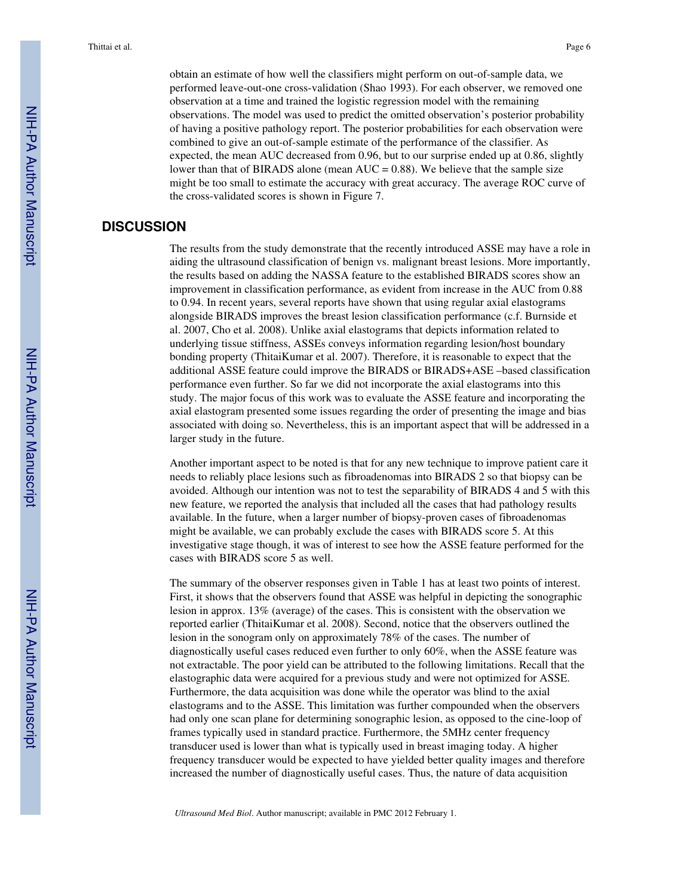obtain an estimate of how well the classifiers might perform on out-of-sample data, we performed leave-out-one cross-validation (Shao 1993). For each observer, we removed one observation at a time and trained the logistic regression model with the remaining observations. The model was used to predict the omitted observation's posterior probability of having a positive pathology report. The posterior probabilities for each observation were combined to give an out-of-sample estimate of the performance of the classifier. As expected, the mean AUC decreased from 0.96, but to our surprise ended up at 0.86, slightly lower than that of BIRADS alone (mean AUC = 0.88). We believe that the sample size might be too small to estimate the accuracy with great accuracy. The average ROC curve of the cross-validated scores is shown in Figure 7.

## DISCUSSION

The results from the study demonstrate that the recently introduced ASSE may have a role in aiding the ultrasound classification of benign vs. malignant breast lesions. More importantly, the results based on adding the NASSA feature to the established BIRADS scores show an improvement in classification performance, as evident from increase in the AUC from 0.88 to 0.94. In recent years, several reports have shown that using regular axial elastograms alongside BIRADS improves the breast lesion classification performance (c.f. Burnside et al. 2007, Cho et al. 2008). Unlike axial elastograms that depicts information related to underlying tissue stiffness, ASSEs conveys information regarding lesion/host boundary bonding property (ThitaiKumar et al. 2007). Therefore, it is reasonable to expect that the additional ASSE feature could improve the BIRADS or BIRADS+ASE –based classification performance even further. So far we did not incorporate the axial elastograms into this study. The major focus of this work was to evaluate the ASSE feature and incorporating the axial elastogram presented some issues regarding the order of presenting the image and bias associated with doing so. Nevertheless, this is an important aspect that will be addressed in a larger study in the future.

Another important aspect to be noted is that for any new technique to improve patient care it needs to reliably place lesions such as fibroadenomas into BIRADS 2 so that biopsy can be avoided. Although our intention was not to test the separability of BIRADS 4 and 5 with this new feature, we reported the analysis that included all the cases that had pathology results available. In the future, when a larger number of biopsy-proven cases of fibroadenomas might be available, we can probably exclude the cases with BIRADS score 5. At this investigative stage though, it was of interest to see how the ASSE feature performed for the cases with BIRADS score 5 as well.

The summary of the observer responses given in Table 1 has at least two points of interest. First, it shows that the observers found that ASSE was helpful in depicting the sonographic lesion in approx. 13% (average) of the cases. This is consistent with the observation we reported earlier (ThitaiKumar et al. 2008). Second, notice that the observers outlined the lesion in the sonogram only on approximately 78% of the cases. The number of diagnostically useful cases reduced even further to only 60%, when the ASSE feature was not extractable. The poor yield can be attributed to the following limitations. Recall that the elastographic data were acquired for a previous study and were not optimized for ASSE. Furthermore, the data acquisition was done while the operator was blind to the axial elastograms and to the ASSE. This limitation was further compounded when the observers had only one scan plane for determining sonographic lesion, as opposed to the cine-loop of frames typically used in standard practice. Furthermore, the 5MHz center frequency transducer used is lower than what is typically used in breast imaging today. A higher frequency transducer would be expected to have yielded better quality images and therefore increased the number of diagnostically useful cases. Thus, the nature of data acquisition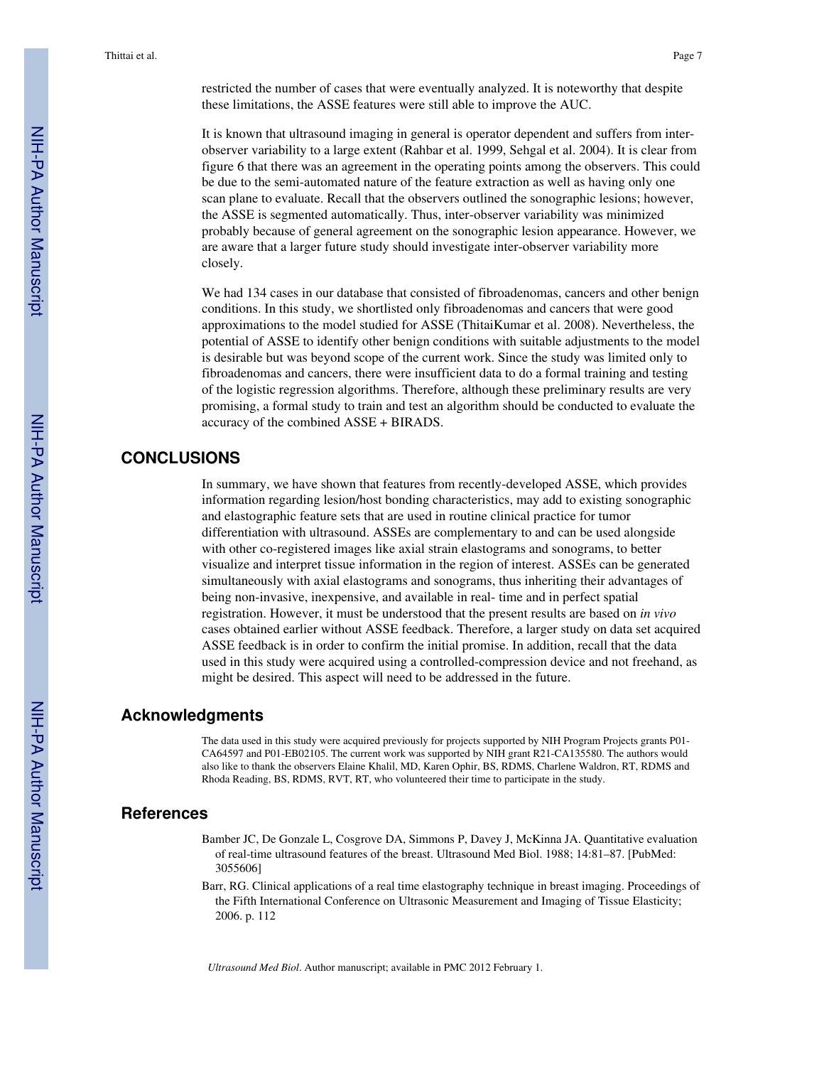restricted the number of cases that were eventually analyzed. It is noteworthy that despite these limitations, the ASSE features were still able to improve the AUC.

It is known that ultrasound imaging in general is operator dependent and suffers from inter-observer variability to a large extent (Rahbar et al. 1999, Sehgal et al. 2004). It is clear from figure 6 that there was an agreement in the operating points among the observers. This could be due to the semi-automated nature of the feature extraction as well as having only one scan plane to evaluate. Recall that the observers outlined the sonographic lesions; however, the ASSE is segmented automatically. Thus, inter-observer variability was minimized probably because of general agreement on the sonographic lesion appearance. However, we are aware that a larger future study should investigate inter-observer variability more closely.

We had 134 cases in our database that consisted of fibroadenomas, cancers and other benign conditions. In this study, we shortlisted only fibroadenomas and cancers that were good approximations to the model studied for ASSE (ThitaiKumar et al. 2008). Nevertheless, the potential of ASSE to identify other benign conditions with suitable adjustments to the model is desirable but was beyond scope of the current work. Since the study was limited only to fibroadenomas and cancers, there were insufficient data to do a formal training and testing of the logistic regression algorithms. Therefore, although these preliminary results are very promising, a formal study to train and test an algorithm should be conducted to evaluate the accuracy of the combined ASSE + BIRADS.

## CONCLUSIONS

In summary, we have shown that features from recently-developed ASSE, which provides information regarding lesion/host bonding characteristics, may add to existing sonographic and elastographic feature sets that are used in routine clinical practice for tumor differentiation with ultrasound. ASSEs are complementary to and can be used alongside with other co-registered images like axial strain elastograms and sonograms, to better visualize and interpret tissue information in the region of interest. ASSEs can be generated simultaneously with axial elastograms and sonograms, thus inheriting their advantages of being non-invasive, inexpensive, and available in real- time and in perfect spatial registration. However, it must be understood that the present results are based on *in vivo* cases obtained earlier without ASSE feedback. Therefore, a larger study on data set acquired ASSE feedback is in order to confirm the initial promise. In addition, recall that the data used in this study were acquired using a controlled-compression device and not freehand, as might be desired. This aspect will need to be addressed in the future.

## Acknowledgments

The data used in this study were acquired previously for projects supported by NIH Program Projects grants P01-CA64597 and P01-EB02105. The current work was supported by NIH grant R21-CA135580. The authors would also like to thank the observers Elaine Khalil, MD, Karen Ophir, BS, RDMS, Charlene Waldron, RT, RDMS and Rhoda Reading, BS, RDMS, RVT, RT, who volunteered their time to participate in the study.

## References

Bamber JC, De Gonzale L, Cosgrove DA, Simmons P, Davey J, McKinna JA. Quantitative evaluation of real-time ultrasound features of the breast. Ultrasound Med Biol. 1988; 14:81–87. [PubMed: 3055606]

Barr, RG. Clinical applications of a real time elastography technique in breast imaging. Proceedings of the Fifth International Conference on Ultrasonic Measurement and Imaging of Tissue Elasticity; 2006. p. 112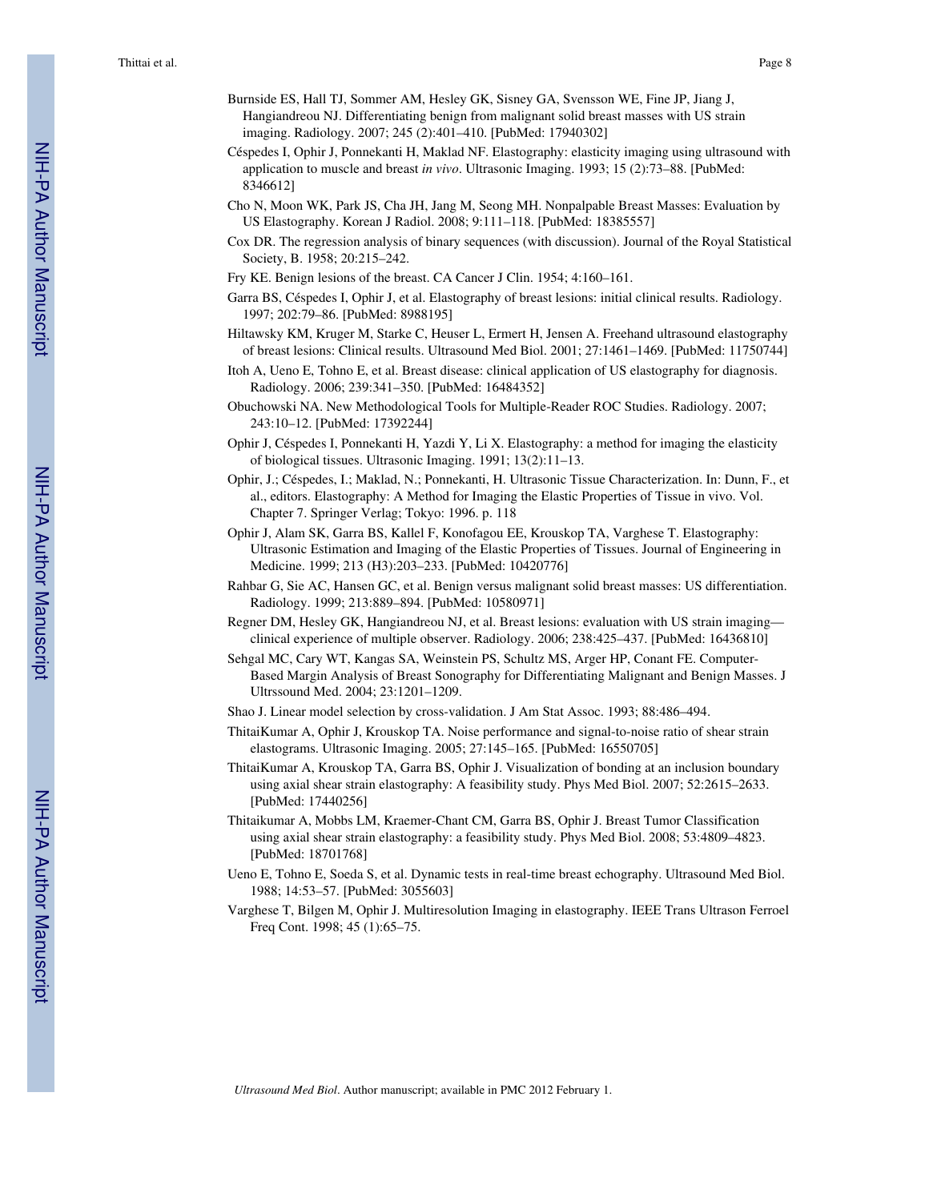Burnside ES, Hall TJ, Sommer AM, Hesley GK, Sisney GA, Svensson WE, Fine JP, Jiang J, Hangiandreou NJ. Differentiating benign from malignant solid breast masses with US strain imaging. Radiology. 2007; 245 (2):401–410. [PubMed: 17940302]

Céspedes I, Ophir J, Ponnekanti H, Maklad NF. Elastography: elasticity imaging using ultrasound with application to muscle and breast *in vivo*. Ultrasonic Imaging. 1993; 15 (2):73–88. [PubMed: 8346612]

Cho N, Moon WK, Park JS, Cha JH, Jang M, Seong MH. Nonpalpable Breast Masses: Evaluation by US Elastography. Korean J Radiol. 2008; 9:111–118. [PubMed: 18385557]

Cox DR. The regression analysis of binary sequences (with discussion). Journal of the Royal Statistical Society, B. 1958; 20:215–242.

Fry KE. Benign lesions of the breast. CA Cancer J Clin. 1954; 4:160–161.

Garra BS, Céspedes I, Ophir J, et al. Elastography of breast lesions: initial clinical results. Radiology. 1997; 202:79–86. [PubMed: 8988195]

Hiltawsky KM, Kruger M, Starke C, Heuser L, Ermert H, Jensen A. Freehand ultrasound elastography of breast lesions: Clinical results. Ultrasound Med Biol. 2001; 27:1461–1469. [PubMed: 11750744]

Itoh A, Ueno E, Tohno E, et al. Breast disease: clinical application of US elastography for diagnosis. Radiology. 2006; 239:341–350. [PubMed: 16484352]

Obuchowski NA. New Methodological Tools for Multiple-Reader ROC Studies. Radiology. 2007; 243:10–12. [PubMed: 17392244]

Ophir J, Céspedes I, Ponnekanti H, Yazdi Y, Li X. Elastography: a method for imaging the elasticity of biological tissues. Ultrasonic Imaging. 1991; 13(2):11–13.

Ophir, J.; Céspedes, I.; Maklad, N.; Ponnekanti, H. Ultrasonic Tissue Characterization. In: Dunn, F., et al., editors. Elastography: A Method for Imaging the Elastic Properties of Tissue in vivo. Vol. Chapter 7. Springer Verlag; Tokyo: 1996. p. 118

Ophir J, Alam SK, Garra BS, Kallel F, Konofagou EE, Krouskop TA, Varghese T. Elastography: Ultrasonic Estimation and Imaging of the Elastic Properties of Tissues. Journal of Engineering in Medicine. 1999; 213 (H3):203–233. [PubMed: 10420776]

Rahbar G, Sie AC, Hansen GC, et al. Benign versus malignant solid breast masses: US differentiation. Radiology. 1999; 213:889–894. [PubMed: 10580971]

Regner DM, Hesley GK, Hangiandreou NJ, et al. Breast lesions: evaluation with US strain imaging—clinical experience of multiple observer. Radiology. 2006; 238:425–437. [PubMed: 16436810]

Sehgal MC, Cary WT, Kangas SA, Weinstein PS, Schultz MS, Arger HP, Conant FE. Computer-Based Margin Analysis of Breast Sonography for Differentiating Malignant and Benign Masses. J Ultrssound Med. 2004; 23:1201–1209.

Shao J. Linear model selection by cross-validation. J Am Stat Assoc. 1993; 88:486–494.

ThitaiKumar A, Ophir J, Krouskop TA. Noise performance and signal-to-noise ratio of shear strain elastograms. Ultrasonic Imaging. 2005; 27:145–165. [PubMed: 16550705]

ThitaiKumar A, Krouskop TA, Garra BS, Ophir J. Visualization of bonding at an inclusion boundary using axial shear strain elastography: A feasibility study. Phys Med Biol. 2007; 52:2615–2633. [PubMed: 17440256]

Thitaikumar A, Mobbs LM, Kraemer-Chant CM, Garra BS, Ophir J. Breast Tumor Classification using axial shear strain elastography: a feasibility study. Phys Med Biol. 2008; 53:4809–4823. [PubMed: 18701768]

Ueno E, Tohno E, Soeda S, et al. Dynamic tests in real-time breast echography. Ultrasound Med Biol. 1988; 14:53–57. [PubMed: 3055603]

Varghese T, Bilgen M, Ophir J. Multiresolution Imaging in elastography. IEEE Trans Ultrason Ferroel Freq Cont. 1998; 45 (1):65–75.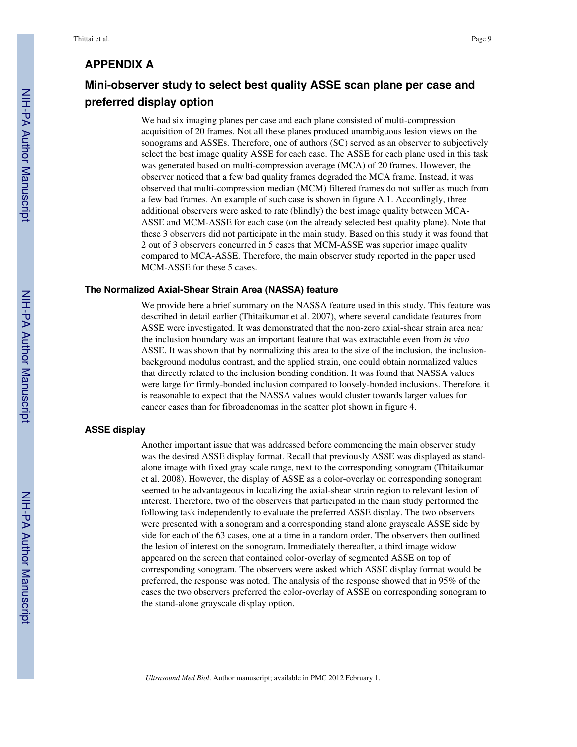# APPENDIX A

## Mini-observer study to select best quality ASSE scan plane per case and preferred display option

We had six imaging planes per case and each plane consisted of multi-compression acquisition of 20 frames. Not all these planes produced unambiguous lesion views on the sonograms and ASSEs. Therefore, one of authors (SC) served as an observer to subjectively select the best image quality ASSE for each case. The ASSE for each plane used in this task was generated based on multi-compression average (MCA) of 20 frames. However, the observer noticed that a few bad quality frames degraded the MCA frame. Instead, it was observed that multi-compression median (MCM) filtered frames do not suffer as much from a few bad frames. An example of such case is shown in figure A.1. Accordingly, three additional observers were asked to rate (blindly) the best image quality between MCA-ASSE and MCM-ASSE for each case (on the already selected best quality plane). Note that these 3 observers did not participate in the main study. Based on this study it was found that 2 out of 3 observers concurred in 5 cases that MCM-ASSE was superior image quality compared to MCA-ASSE. Therefore, the main observer study reported in the paper used MCM-ASSE for these 5 cases.

### The Normalized Axial-Shear Strain Area (NASSA) feature

We provide here a brief summary on the NASSA feature used in this study. This feature was described in detail earlier (Thitaikumar et al. 2007), where several candidate features from ASSE were investigated. It was demonstrated that the non-zero axial-shear strain area near the inclusion boundary was an important feature that was extractable even from *in vivo* ASSE. It was shown that by normalizing this area to the size of the inclusion, the inclusion-background modulus contrast, and the applied strain, one could obtain normalized values that directly related to the inclusion bonding condition. It was found that NASSA values were large for firmly-bonded inclusion compared to loosely-bonded inclusions. Therefore, it is reasonable to expect that the NASSA values would cluster towards larger values for cancer cases than for fibroadenomas in the scatter plot shown in figure 4.

### ASSE display

Another important issue that was addressed before commencing the main observer study was the desired ASSE display format. Recall that previously ASSE was displayed as stand-alone image with fixed gray scale range, next to the corresponding sonogram (Thitaikumar et al. 2008). However, the display of ASSE as a color-overlay on corresponding sonogram seemed to be advantageous in localizing the axial-shear strain region to relevant lesion of interest. Therefore, two of the observers that participated in the main study performed the following task independently to evaluate the preferred ASSE display. The two observers were presented with a sonogram and a corresponding stand alone grayscale ASSE side by side for each of the 63 cases, one at a time in a random order. The observers then outlined the lesion of interest on the sonogram. Immediately thereafter, a third image widow appeared on the screen that contained color-overlay of segmented ASSE on top of corresponding sonogram. The observers were asked which ASSE display format would be preferred, the response was noted. The analysis of the response showed that in 95% of the cases the two observers preferred the color-overlay of ASSE on corresponding sonogram to the stand-alone grayscale display option.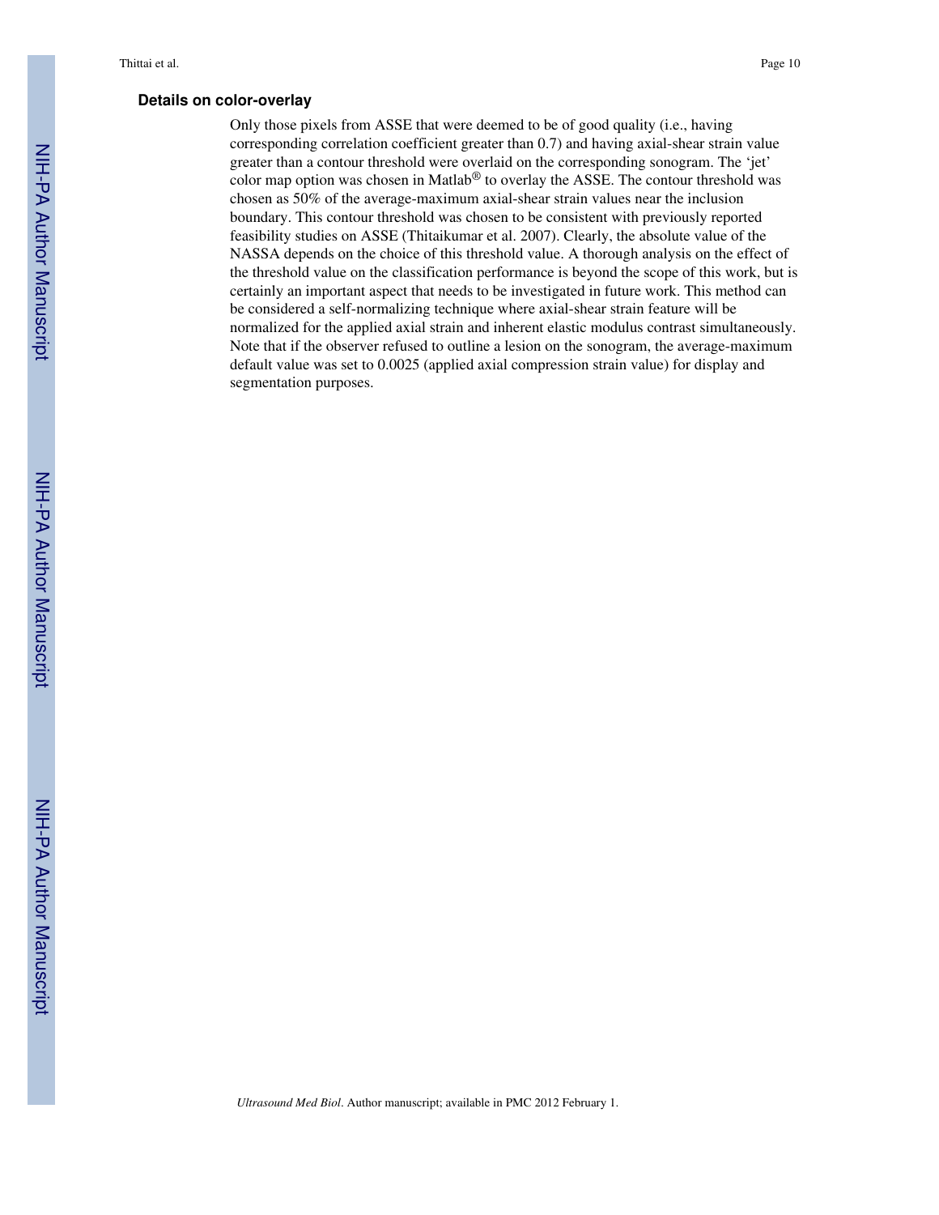### Details on color-overlay

Only those pixels from ASSE that were deemed to be of good quality (i.e., having corresponding correlation coefficient greater than 0.7) and having axial-shear strain value greater than a contour threshold were overlaid on the corresponding sonogram. The 'jet' color map option was chosen in Matlab® to overlay the ASSE. The contour threshold was chosen as 50% of the average-maximum axial-shear strain values near the inclusion boundary. This contour threshold was chosen to be consistent with previously reported feasibility studies on ASSE (Thitaikumar et al. 2007). Clearly, the absolute value of the NASSA depends on the choice of this threshold value. A thorough analysis on the effect of the threshold value on the classification performance is beyond the scope of this work, but is certainly an important aspect that needs to be investigated in future work. This method can be considered a self-normalizing technique where axial-shear strain feature will be normalized for the applied axial strain and inherent elastic modulus contrast simultaneously. Note that if the observer refused to outline a lesion on the sonogram, the average-maximum default value was set to 0.0025 (applied axial compression strain value) for display and segmentation purposes.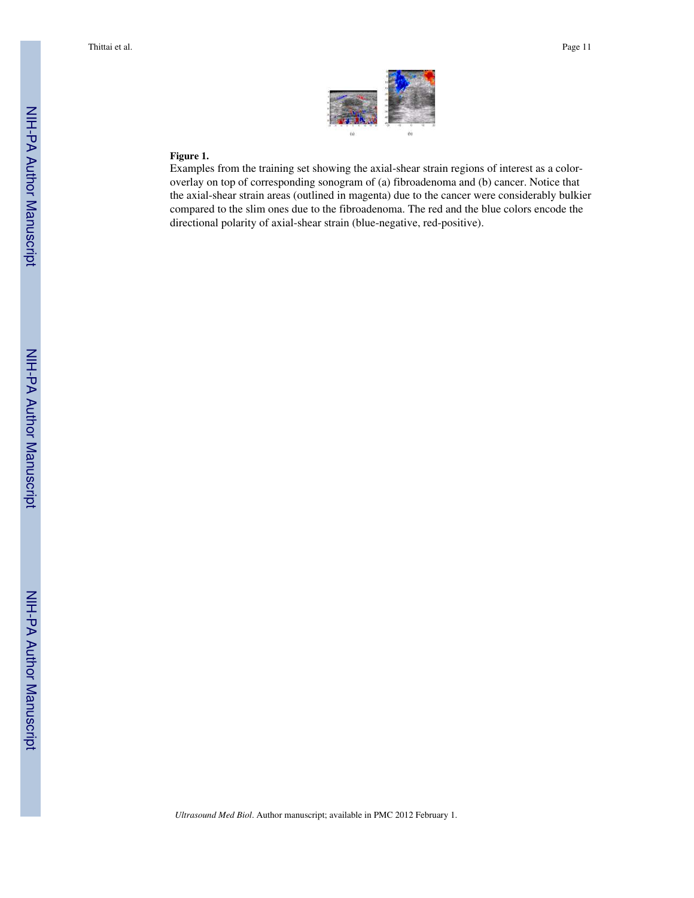**Figure 1.**

Examples from the training set showing the axial-shear strain regions of interest as a color-overlay on top of corresponding sonogram of (a) fibroadenoma and (b) cancer. Notice that the axial-shear strain areas (outlined in magenta) due to the cancer were considerably bulkier compared to the slim ones due to the fibroadenoma. The red and the blue colors encode the directional polarity of axial-shear strain (blue-negative, red-positive).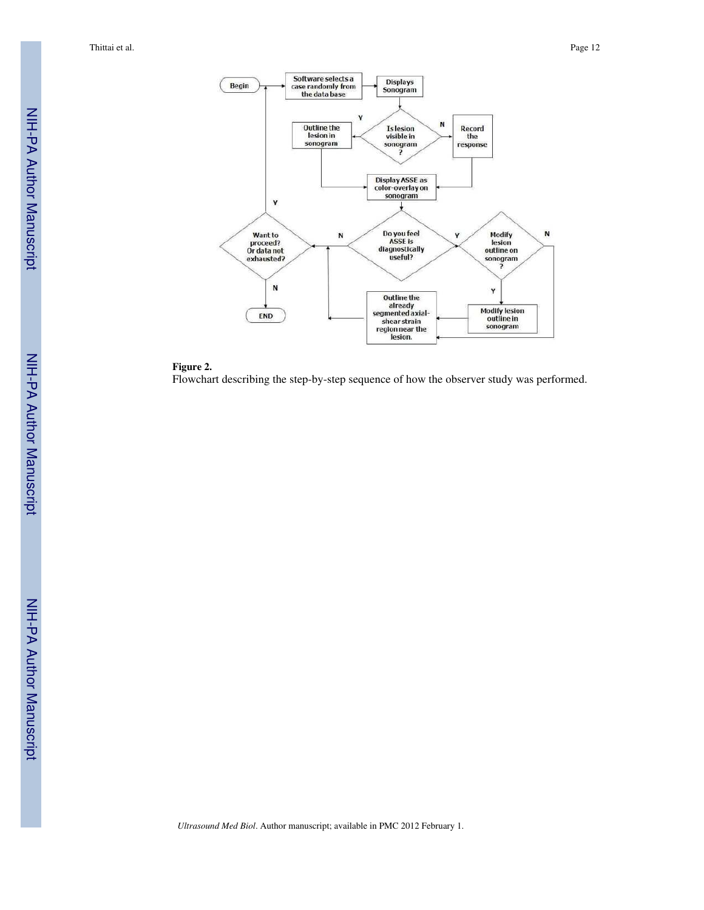**Figure 2.**

Flowchart describing the step-by-step sequence of how the observer study was performed.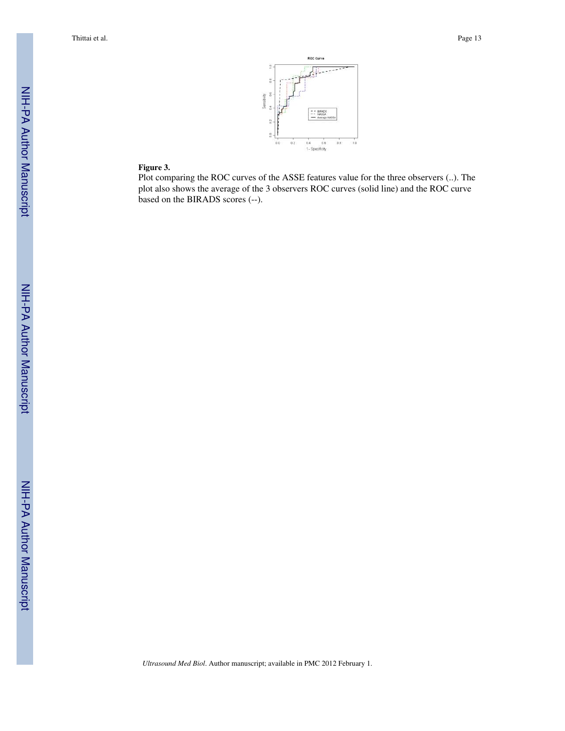**Figure 3.**

Plot comparing the ROC curves of the ASSE features value for the three observers (..). The plot also shows the average of the 3 observers ROC curves (solid line) and the ROC curve based on the BIRADS scores (--).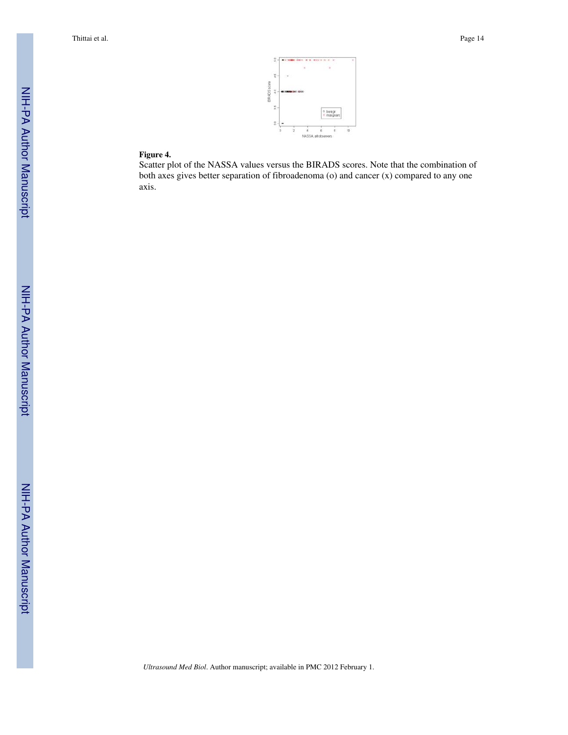**Figure 4.**

Scatter plot of the NASSA values versus the BIRADS scores. Note that the combination of both axes gives better separation of fibroadenoma (o) and cancer (x) compared to any one axis.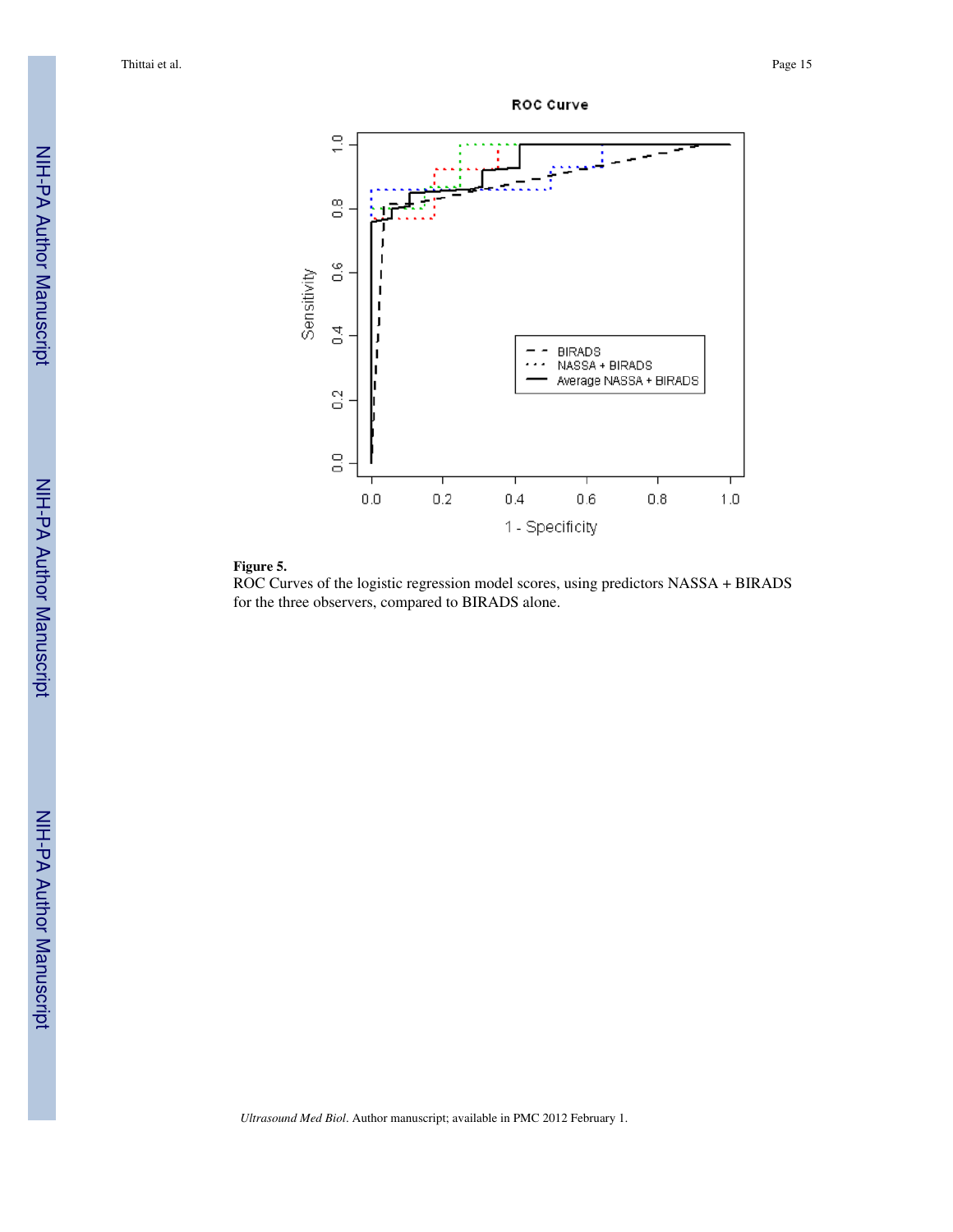**Figure 5.**

ROC Curves of the logistic regression model scores, using predictors NASSA + BIRADS for the three observers, compared to BIRADS alone.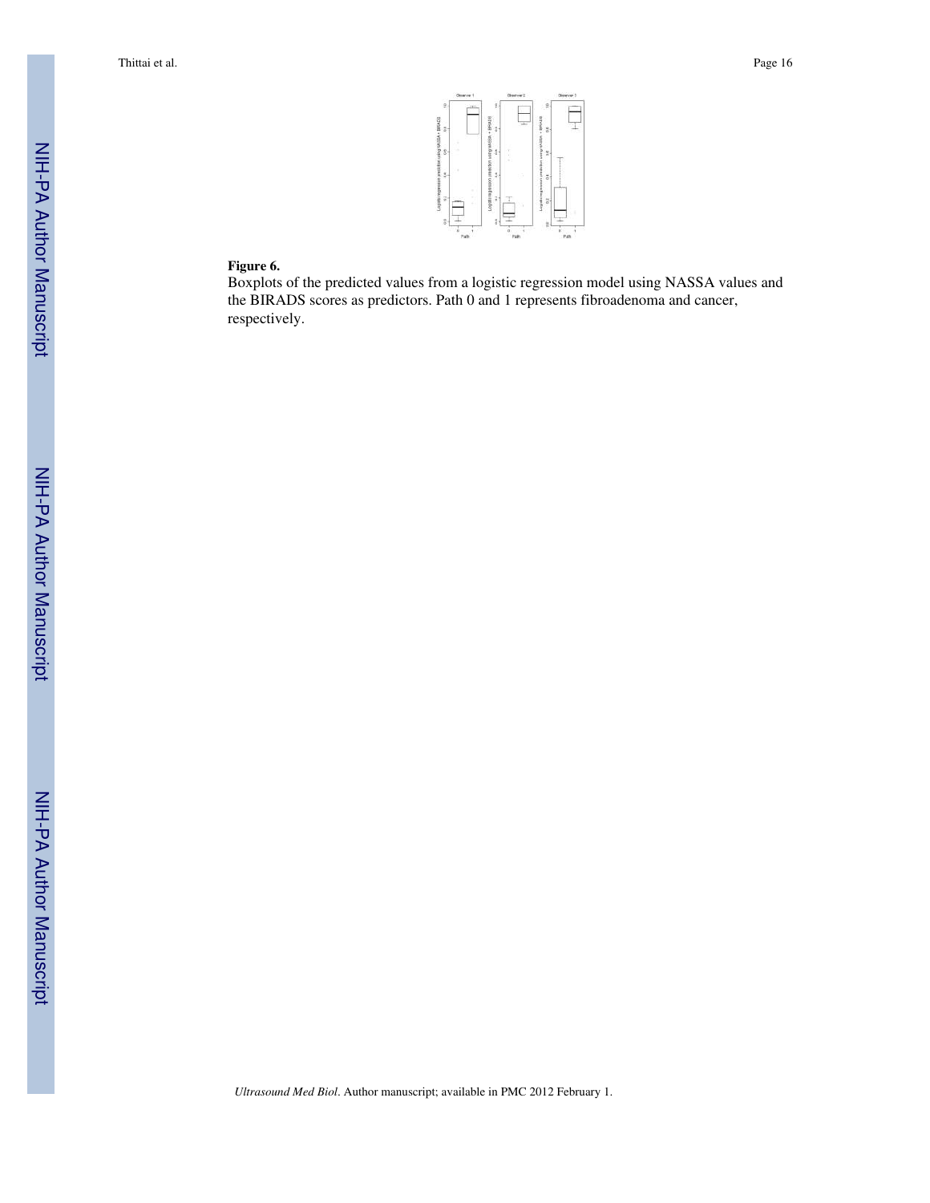**Figure 6.**

Boxplots of the predicted values from a logistic regression model using NASSA values and the BIRADS scores as predictors. Path 0 and 1 represents fibroadenoma and cancer, respectively.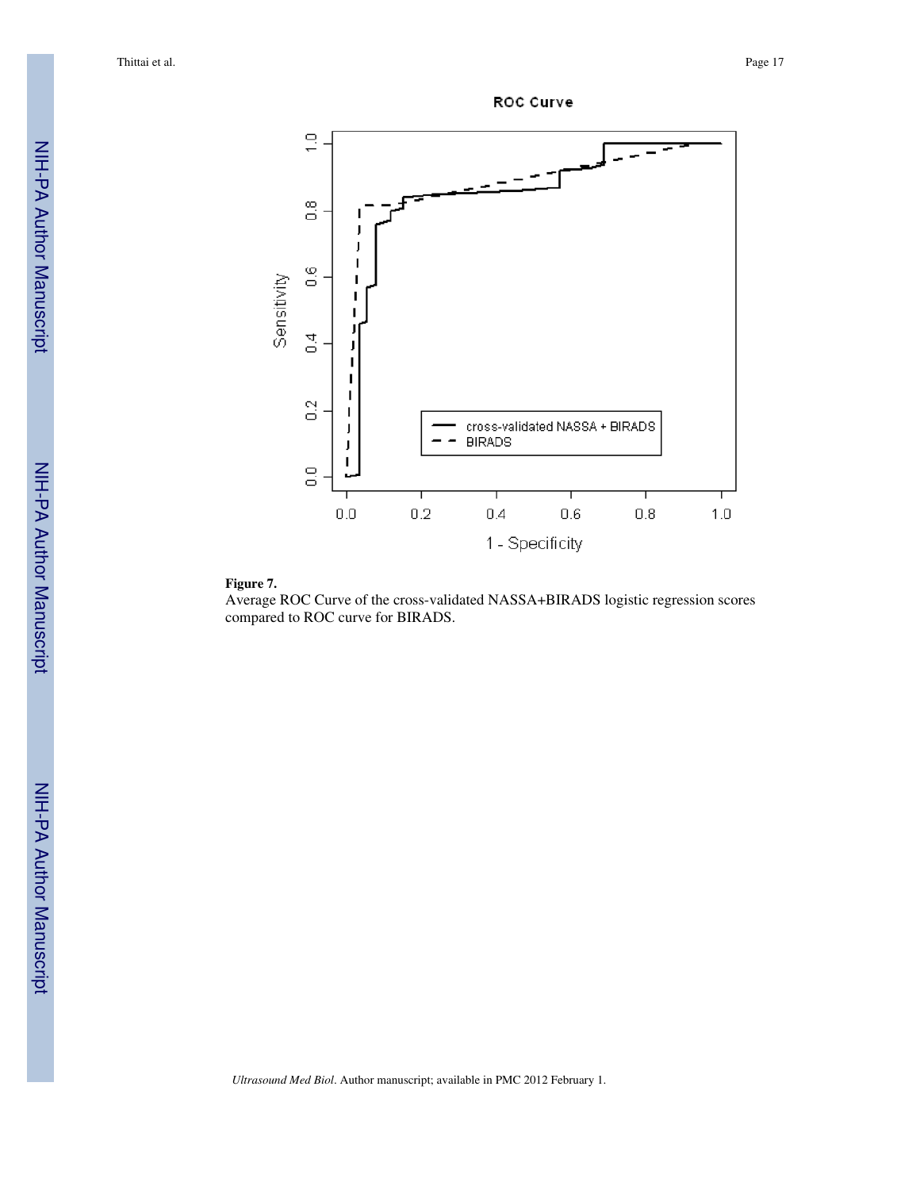**Figure 7.**

Average ROC Curve of the cross-validated NASSA+BIRADS logistic regression scores compared to ROC curve for BIRADS.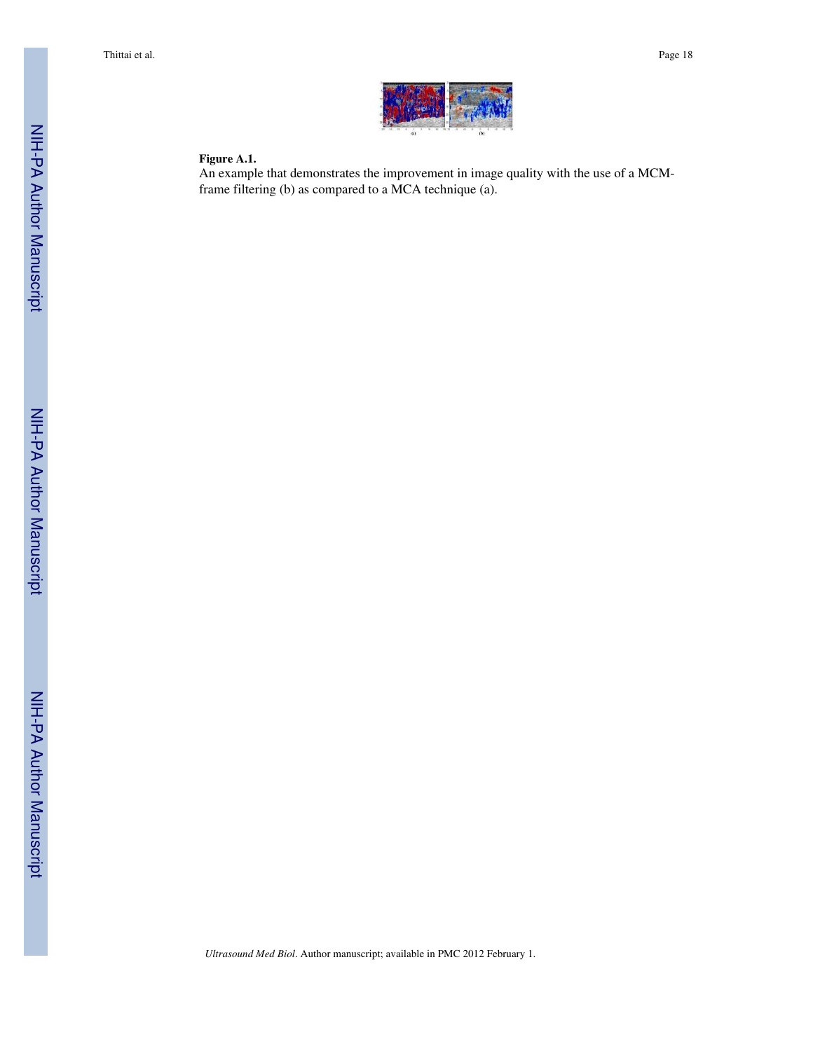**Figure A.1.**

An example that demonstrates the improvement in image quality with the use of a MCM-frame filtering (b) as compared to a MCA technique (a).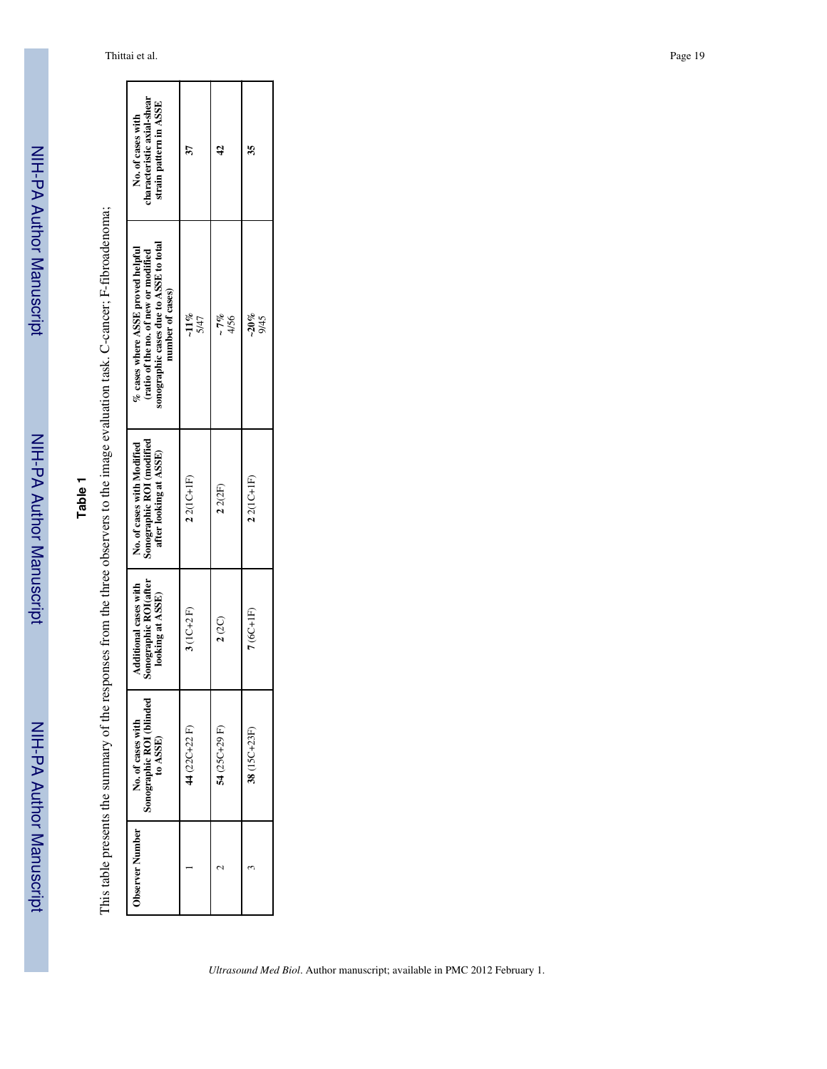**Table 1**

This table presents the summary of the responses from the three observers to the image evaluation task. C-cancer; F-fibroadenoma;

| Observer Number | No. of cases with Sonographic ROI (blinded to ASSE) | Additional cases with Sonographic ROI(after looking at ASSE) | No. of cases with Modified Sonographic ROI (modified after looking at ASSE) | % cases where ASSE proved helpful (ratio of the no. of new or modified sonographic cases due to ASSE to total number of cases) | No. of cases with characteristic axial-shear strain pattern in ASSE |
|---|---|---|---|---|---|
| 1 | **44** (22C+22 F) | **3** (1C+2 F) | **2** 2(1C+1F) | **~11%** 5/47 | **37** |
| 2 | **54** (25C+29 F) | **2** (2C) | **2** 2(2F) | **~ 7%** 4/56 | **42** |
| 3 | **38** (15C+23F) | **7** (6C+1F) | **2** 2(1C+1F) | **~20%** 9/45 | **35** |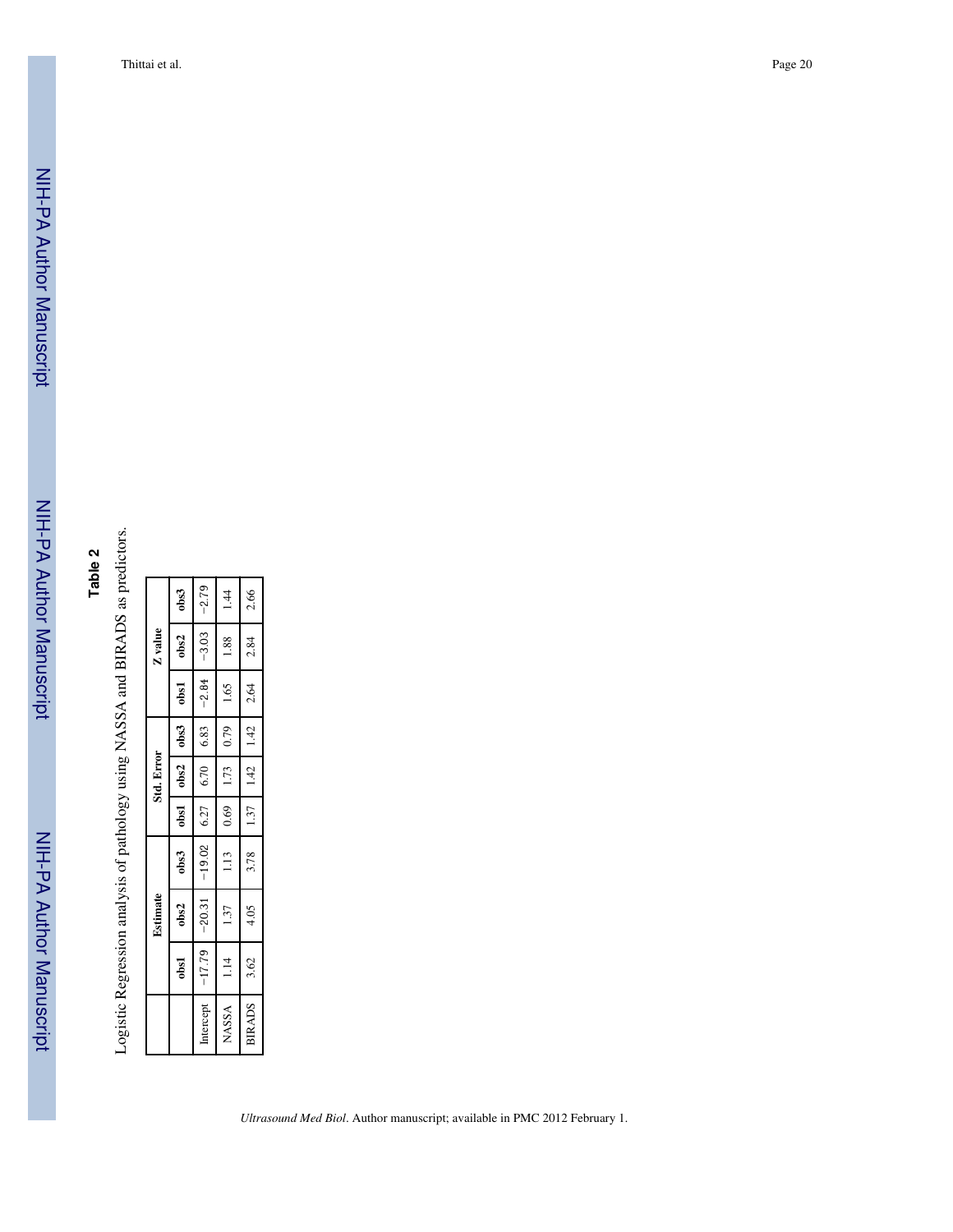## Table 2

Logistic Regression analysis of pathology using NASSA and BIRADS as predictors.

| | Estimate | | | Std. Error | | | Z value | | |
|---|---|---|---|---|---|---|---|---|---|
| | obs1 | obs2 | obs3 | obs1 | obs2 | obs3 | obs1 | obs2 | obs3 |
| Intercept | −17.79 | −20.31 | −19.02 | 6.27 | 6.70 | 6.83 | −2.84 | −3.03 | −2.79 |
| NASSA | 1.14 | 1.37 | 1.13 | 0.69 | 1.73 | 0.79 | 1.65 | 1.88 | 1.44 |
| BIRADS | 3.62 | 4.05 | 3.78 | 1.37 | 1.42 | 1.42 | 2.64 | 2.84 | 2.66 |